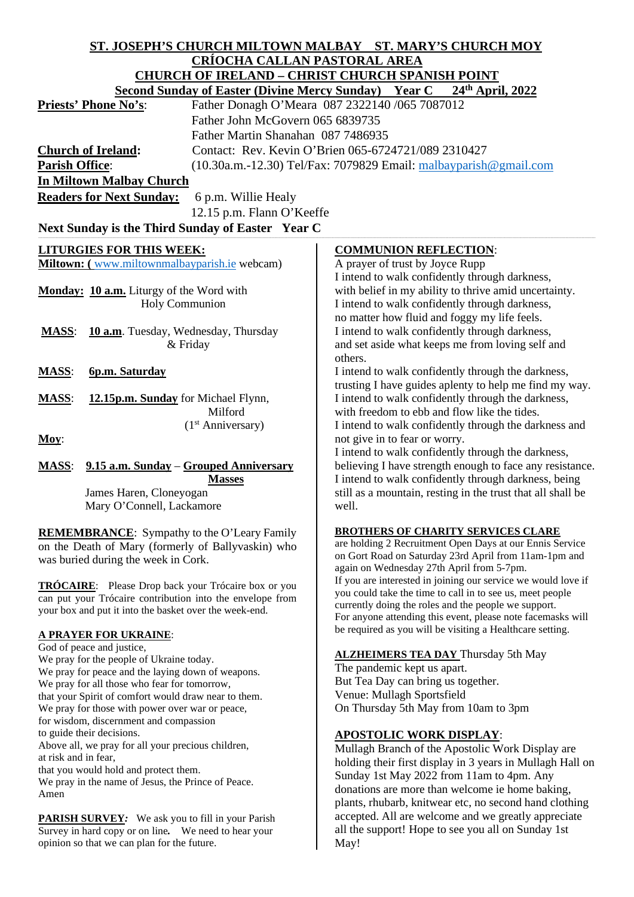# ST. JOSEPH'S CHURCH MILTOWN MALBAY   ST. MARY'S CHURCH MOY
## CRÍOCHA CALLAN PASTORAL AREA
## CHURCH OF IRELAND – CHRIST CHURCH SPANISH POINT
**Second Sunday of Easter (Divine Mercy Sunday)   Year C   24th April, 2022**

**Priests' Phone No's**: Father Donagh O'Meara 087 2322140 /065 7087012
Father John McGovern 065 6839735
Father Martin Shanahan 087 7486935

**Church of Ireland**: Contact: Rev. Kevin O'Brien 065-6724721/089 2310427

**Parish Office**: (10.30a.m.-12.30) Tel/Fax: 7079829 Email: malbayparish@gmail.com

**In Miltown Malbay Church**

**Readers for Next Sunday:** 6 p.m. Willie Healy
12.15 p.m. Flann O'Keeffe

**Next Sunday is the Third Sunday of Easter Year C**

**LITURGIES FOR THIS WEEK:**

**Miltown: (** www.miltownmalbayparish.ie webcam)

**Monday: 10 a.m.** Liturgy of the Word with Holy Communion

**MASS**: **10 a.m**. Tuesday, Wednesday, Thursday & Friday

**MASS**: **6p.m. Saturday**

**MASS**: **12.15p.m. Sunday** for Michael Flynn, Milford (1st Anniversary)

**Moy**:

**MASS**: **9.15 a.m. Sunday** – **Grouped Anniversary Masses**
James Haren, Cloneyogan
Mary O'Connell, Lackamore

**REMEMBRANCE**: Sympathy to the O'Leary Family on the Death of Mary (formerly of Ballyvaskin) who was buried during the week in Cork.

**TRÓCAIRE**: Please Drop back your Trócaire box or you can put your Trócaire contribution into the envelope from your box and put it into the basket over the week-end.

**A PRAYER FOR UKRAINE**:
God of peace and justice,
We pray for the people of Ukraine today.
We pray for peace and the laying down of weapons.
We pray for all those who fear for tomorrow,
that your Spirit of comfort would draw near to them.
We pray for those with power over war or peace,
for wisdom, discernment and compassion
to guide their decisions.
Above all, we pray for all your precious children,
at risk and in fear,
that you would hold and protect them.
We pray in the name of Jesus, the Prince of Peace.
Amen

***PARISH SURVEY:*** We ask you to fill in your Parish Survey in hard copy or on line***.*** We need to hear your opinion so that we can plan for the future.

**COMMUNION REFLECTION**:
A prayer of trust by Joyce Rupp
I intend to walk confidently through darkness,
with belief in my ability to thrive amid uncertainty.
I intend to walk confidently through darkness,
no matter how fluid and foggy my life feels.
I intend to walk confidently through darkness,
and set aside what keeps me from loving self and others.
I intend to walk confidently through the darkness,
trusting I have guides aplenty to help me find my way.
I intend to walk confidently through the darkness,
with freedom to ebb and flow like the tides.
I intend to walk confidently through the darkness and not give in to fear or worry.
I intend to walk confidently through the darkness,
believing I have strength enough to face any resistance.
I intend to walk confidently through darkness, being still as a mountain, resting in the trust that all shall be well.

**BROTHERS OF CHARITY SERVICES CLARE** are holding 2 Recruitment Open Days at our Ennis Service on Gort Road on Saturday 23rd April from 11am-1pm and again on Wednesday 27th April from 5-7pm.
If you are interested in joining our service we would love if you could take the time to call in to see us, meet people currently doing the roles and the people we support.
For anyone attending this event, please note facemasks will be required as you will be visiting a Healthcare setting.

**ALZHEIMERS TEA DAY** Thursday 5th May
The pandemic kept us apart.
But Tea Day can bring us together.
Venue: Mullagh Sportsfield
On Thursday 5th May from 10am to 3pm

**APOSTOLIC WORK DISPLAY**:
Mullagh Branch of the Apostolic Work Display are holding their first display in 3 years in Mullagh Hall on Sunday 1st May 2022 from 11am to 4pm. Any donations are more than welcome ie home baking, plants, rhubarb, knitwear etc, no second hand clothing accepted. All are welcome and we greatly appreciate all the support! Hope to see you all on Sunday 1st May!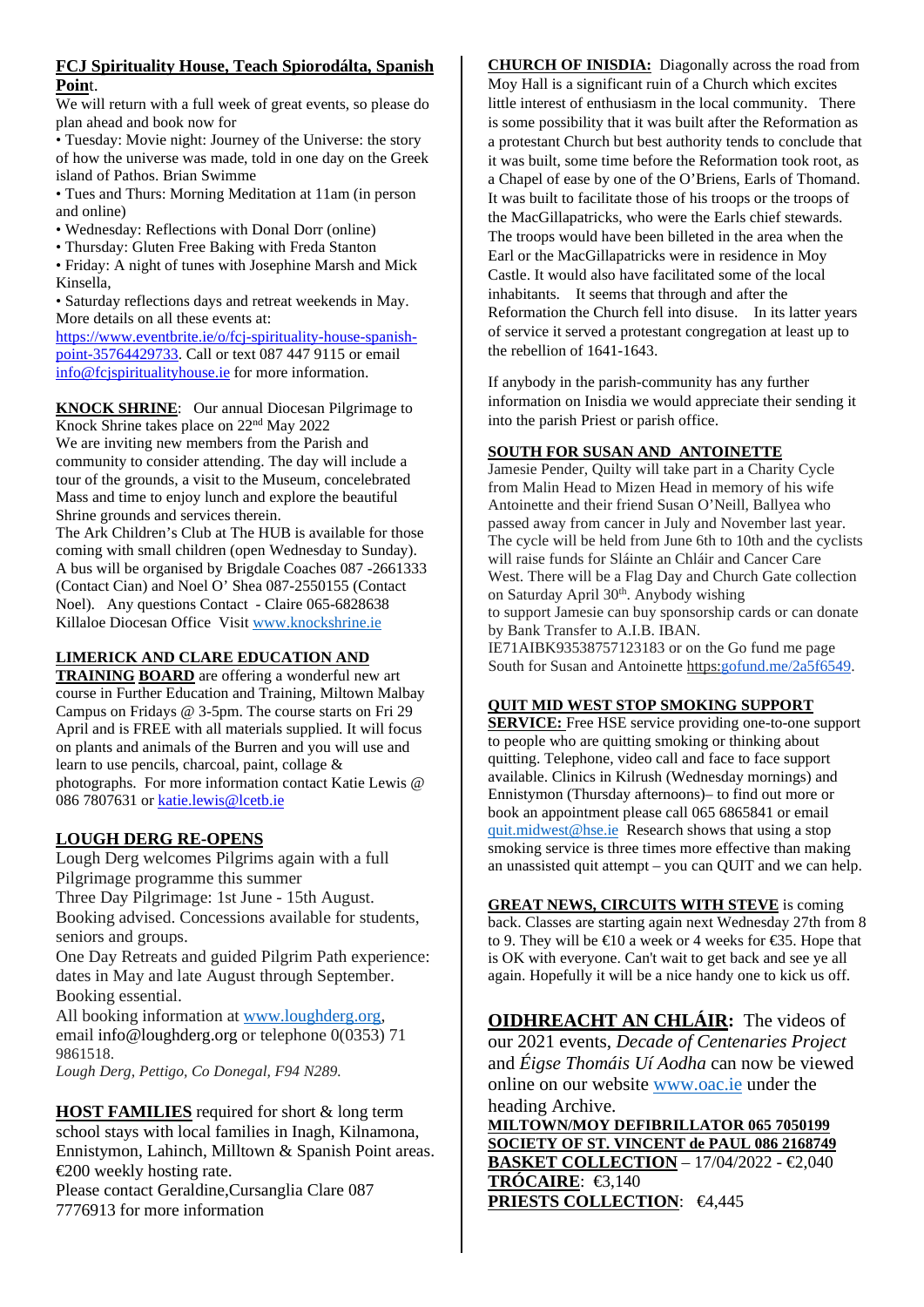**FCJ Spirituality House, Teach Spiorodálta, Spanish Point.**

We will return with a full week of great events, so please do plan ahead and book now for

- Tuesday: Movie night: Journey of the Universe: the story of how the universe was made, told in one day on the Greek island of Pathos. Brian Swimme
- Tues and Thurs: Morning Meditation at 11am (in person and online)
- Wednesday: Reflections with Donal Dorr (online)
- Thursday: Gluten Free Baking with Freda Stanton
- Friday: A night of tunes with Josephine Marsh and Mick Kinsella,
- Saturday reflections days and retreat weekends in May.

More details on all these events at: https://www.eventbrite.ie/o/fcj-spirituality-house-spanish-point-35764429733. Call or text 087 447 9115 or email info@fcjspiritualityhouse.ie for more information.

**KNOCK SHRINE**: Our annual Diocesan Pilgrimage to Knock Shrine takes place on 22nd May 2022

We are inviting new members from the Parish and community to consider attending. The day will include a tour of the grounds, a visit to the Museum, concelebrated Mass and time to enjoy lunch and explore the beautiful Shrine grounds and services therein.

The Ark Children's Club at The HUB is available for those coming with small children (open Wednesday to Sunday). A bus will be organised by Brigdale Coaches 087 -2661333 (Contact Cian) and Noel O' Shea 087-2550155 (Contact Noel). Any questions Contact - Claire 065-6828638 Killaloe Diocesan Office Visit www.knockshrine.ie

**LIMERICK AND CLARE EDUCATION AND TRAINING BOARD** are offering a wonderful new art course in Further Education and Training, Miltown Malbay Campus on Fridays @ 3-5pm. The course starts on Fri 29 April and is FREE with all materials supplied. It will focus on plants and animals of the Burren and you will use and learn to use pencils, charcoal, paint, collage & photographs. For more information contact Katie Lewis @ 086 7807631 or katie.lewis@lcetb.ie

**LOUGH DERG RE-OPENS**

Lough Derg welcomes Pilgrims again with a full Pilgrimage programme this summer

Three Day Pilgrimage: 1st June - 15th August. Booking advised. Concessions available for students, seniors and groups.

One Day Retreats and guided Pilgrim Path experience: dates in May and late August through September. Booking essential.

All booking information at www.loughderg.org, email info@loughderg.org or telephone 0(0353) 71 9861518.

*Lough Derg, Pettigo, Co Donegal, F94 N289.*

**HOST FAMILIES** required for short & long term school stays with local families in Inagh, Kilnamona, Ennistymon, Lahinch, Milltown & Spanish Point areas. €200 weekly hosting rate.

Please contact Geraldine,Cursanglia Clare 087 7776913 for more information

**CHURCH OF INISDIA:** Diagonally across the road from Moy Hall is a significant ruin of a Church which excites little interest of enthusiasm in the local community. There is some possibility that it was built after the Reformation as a protestant Church but best authority tends to conclude that it was built, some time before the Reformation took root, as a Chapel of ease by one of the O'Briens, Earls of Thomand. It was built to facilitate those of his troops or the troops of the MacGillapatricks, who were the Earls chief stewards. The troops would have been billeted in the area when the Earl or the MacGillapatricks were in residence in Moy Castle. It would also have facilitated some of the local inhabitants. It seems that through and after the Reformation the Church fell into disuse. In its latter years of service it served a protestant congregation at least up to the rebellion of 1641-1643.

If anybody in the parish-community has any further information on Inisdia we would appreciate their sending it into the parish Priest or parish office.

**SOUTH FOR SUSAN AND ANTOINETTE**

Jamesie Pender, Quilty will take part in a Charity Cycle from Malin Head to Mizen Head in memory of his wife Antoinette and their friend Susan O'Neill, Ballyea who passed away from cancer in July and November last year. The cycle will be held from June 6th to 10th and the cyclists will raise funds for Sláinte an Chláir and Cancer Care West. There will be a Flag Day and Church Gate collection on Saturday April 30th. Anybody wishing to support Jamesie can buy sponsorship cards or can donate by Bank Transfer to A.I.B. IBAN. IE71AIBK93538757123183 or on the Go fund me page South for Susan and Antoinette https:gofund.me/2a5f6549.

**QUIT MID WEST STOP SMOKING SUPPORT SERVICE:** Free HSE service providing one-to-one support to people who are quitting smoking or thinking about quitting. Telephone, video call and face to face support available. Clinics in Kilrush (Wednesday mornings) and Ennistymon (Thursday afternoons)– to find out more or book an appointment please call 065 6865841 or email quit.midwest@hse.ie Research shows that using a stop smoking service is three times more effective than making an unassisted quit attempt – you can QUIT and we can help.

**GREAT NEWS, CIRCUITS WITH STEVE** is coming back. Classes are starting again next Wednesday 27th from 8 to 9. They will be €10 a week or 4 weeks for €35. Hope that is OK with everyone. Can't wait to get back and see ye all again. Hopefully it will be a nice handy one to kick us off.

**OIDHREACHT AN CHLÁIR:** The videos of our 2021 events, *Decade of Centenaries Project* and *Éigse Thomáis Uí Aodha* can now be viewed online on our website www.oac.ie under the heading Archive.

**MILTOWN/MOY DEFIBRILLATOR 065 7050199**

**SOCIETY OF ST. VINCENT de PAUL 086 2168749**

**BASKET COLLECTION** – 17/04/2022 - €2,040

**TRÓCAIRE**: €3,140

**PRIESTS COLLECTION**: €4,445